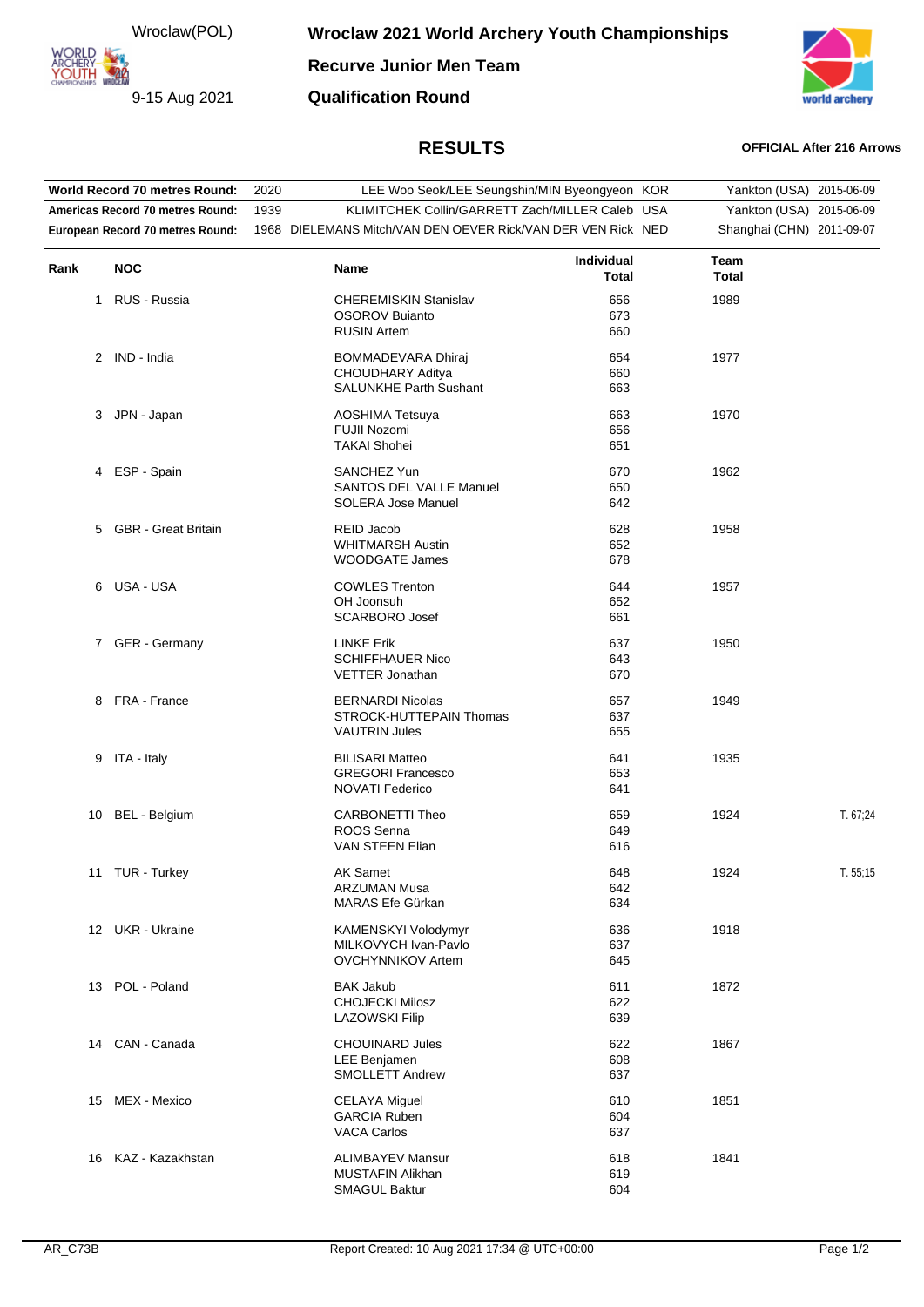Wroclaw(POL)

9-15 Aug 2021

# Wroclaw 2021 World Archery Youth Championships

## Recurve Junior Men Team

## Qualification Round

### RESULTS

**OFFICIAL After 216 Arrows**

| | | | | |
|---|---|---|---|---|
| **World Record 70 metres Round:** | 2020 | LEE Woo Seok/LEE Seungshin/MIN Byeongyeon | KOR | Yankton (USA) 2015-06-09 |
| **Americas Record 70 metres Round:** | 1939 | KLIMITCHEK Collin/GARRETT Zach/MILLER Caleb | USA | Yankton (USA) 2015-06-09 |
| **European Record 70 metres Round:** | 1968 | DIELEMANS Mitch/VAN DEN OEVER Rick/VAN DER VEN Rick | NED | Shanghai (CHN) 2011-09-07 |

| Rank | NOC | Name | Individual Total | Team Total | |
|---|---|---|---|---|---|
| 1 | RUS - Russia | CHEREMISKIN Stanislav | 656 | 1989 | |
| | | OSOROV Buianto | 673 | | |
| | | RUSIN Artem | 660 | | |
| 2 | IND - India | BOMMADEVARA Dhiraj | 654 | 1977 | |
| | | CHOUDHARY Aditya | 660 | | |
| | | SALUNKHE Parth Sushant | 663 | | |
| 3 | JPN - Japan | AOSHIMA Tetsuya | 663 | 1970 | |
| | | FUJII Nozomi | 656 | | |
| | | TAKAI Shohei | 651 | | |
| 4 | ESP - Spain | SANCHEZ Yun | 670 | 1962 | |
| | | SANTOS DEL VALLE Manuel | 650 | | |
| | | SOLERA Jose Manuel | 642 | | |
| 5 | GBR - Great Britain | REID Jacob | 628 | 1958 | |
| | | WHITMARSH Austin | 652 | | |
| | | WOODGATE James | 678 | | |
| 6 | USA - USA | COWLES Trenton | 644 | 1957 | |
| | | OH Joonsuh | 652 | | |
| | | SCARBORO Josef | 661 | | |
| 7 | GER - Germany | LINKE Erik | 637 | 1950 | |
| | | SCHIFFHAUER Nico | 643 | | |
| | | VETTER Jonathan | 670 | | |
| 8 | FRA - France | BERNARDI Nicolas | 657 | 1949 | |
| | | STROCK-HUTTEPAIN Thomas | 637 | | |
| | | VAUTRIN Jules | 655 | | |
| 9 | ITA - Italy | BILISARI Matteo | 641 | 1935 | |
| | | GREGORI Francesco | 653 | | |
| | | NOVATI Federico | 641 | | |
| 10 | BEL - Belgium | CARBONETTI Theo | 659 | 1924 | T. 67;24 |
| | | ROOS Senna | 649 | | |
| | | VAN STEEN Elian | 616 | | |
| 11 | TUR - Turkey | AK Samet | 648 | 1924 | T. 55;15 |
| | | ARZUMAN Musa | 642 | | |
| | | MARAS Efe Gürkan | 634 | | |
| 12 | UKR - Ukraine | KAMENSKYI Volodymyr | 636 | 1918 | |
| | | MILKOVYCH Ivan-Pavlo | 637 | | |
| | | OVCHYNNIKOV Artem | 645 | | |
| 13 | POL - Poland | BAK Jakub | 611 | 1872 | |
| | | CHOJECKI Milosz | 622 | | |
| | | LAZOWSKI Filip | 639 | | |
| 14 | CAN - Canada | CHOUINARD Jules | 622 | 1867 | |
| | | LEE Benjamen | 608 | | |
| | | SMOLLETT Andrew | 637 | | |
| 15 | MEX - Mexico | CELAYA Miguel | 610 | 1851 | |
| | | GARCIA Ruben | 604 | | |
| | | VACA Carlos | 637 | | |
| 16 | KAZ - Kazakhstan | ALIMBAYEV Mansur | 618 | 1841 | |
| | | MUSTAFIN Alikhan | 619 | | |
| | | SMAGUL Baktur | 604 | | |

AR_C73B Report Created: 10 Aug 2021 17:34 @ UTC+00:00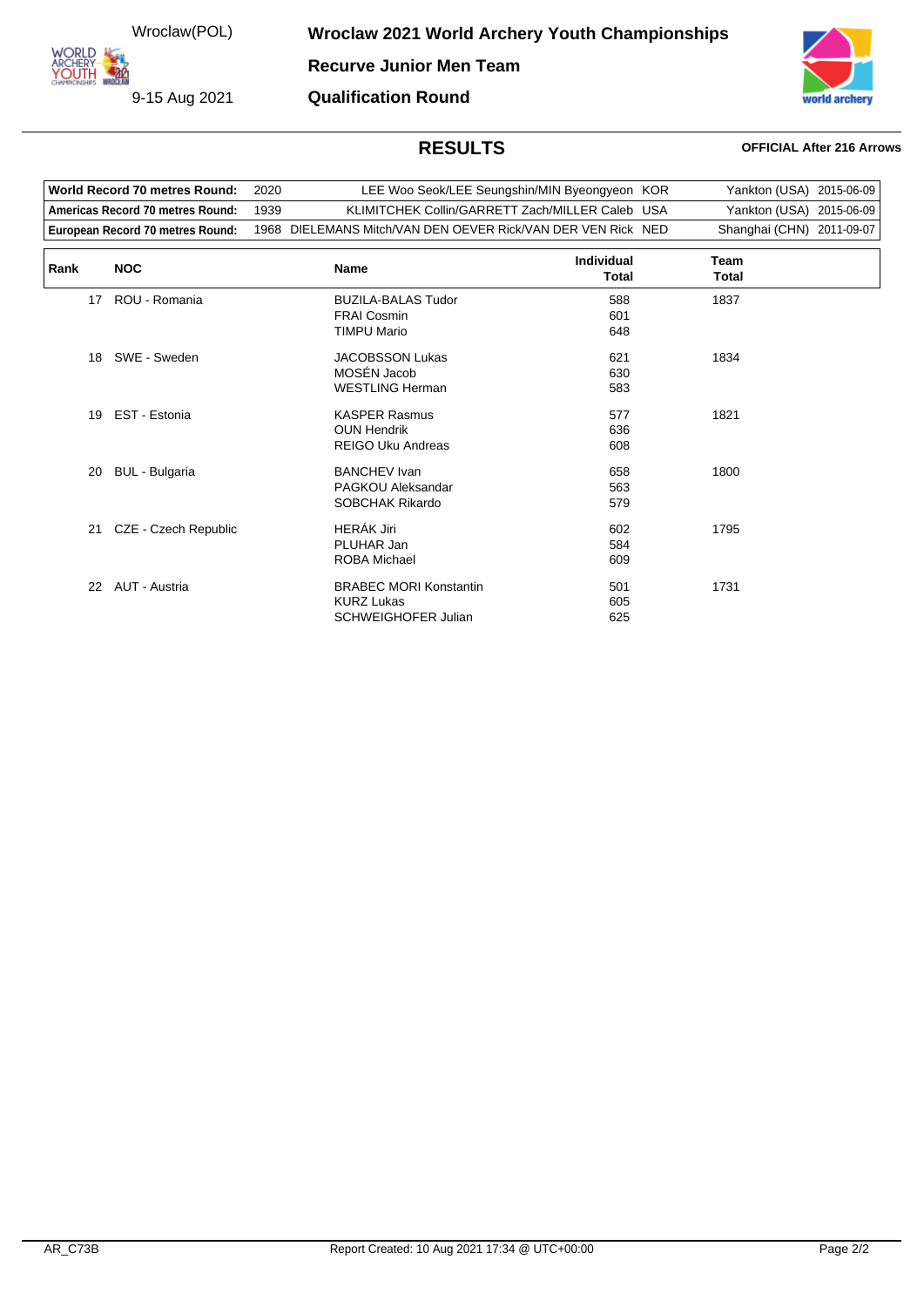Wroclaw(POL)

9-15 Aug 2021

**Wroclaw 2021 World Archery Youth Championships**

**Recurve Junior Men Team**

**Qualification Round**

## RESULTS

**OFFICIAL After 216 Arrows**

| | | | | |
|---|---|---|---|---|
| **World Record 70 metres Round:** | 2020 | LEE Woo Seok/LEE Seungshin/MIN Byeongyeon | KOR | Yankton (USA) 2015-06-09 |
| **Americas Record 70 metres Round:** | 1939 | KLIMITCHEK Collin/GARRETT Zach/MILLER Caleb | USA | Yankton (USA) 2015-06-09 |
| **European Record 70 metres Round:** | 1968 | DIELEMANS Mitch/VAN DEN OEVER Rick/VAN DER VEN Rick | NED | Shanghai (CHN) 2011-09-07 |

| Rank | NOC | Name | Individual Total | Team Total |
|---|---|---|---|---|
| 17 | ROU - Romania | BUZILA-BALAS Tudor | 588 | 1837 |
| | | FRAI Cosmin | 601 | |
| | | TIMPU Mario | 648 | |
| 18 | SWE - Sweden | JACOBSSON Lukas | 621 | 1834 |
| | | MOSÉN Jacob | 630 | |
| | | WESTLING Herman | 583 | |
| 19 | EST - Estonia | KASPER Rasmus | 577 | 1821 |
| | | OUN Hendrik | 636 | |
| | | REIGO Uku Andreas | 608 | |
| 20 | BUL - Bulgaria | BANCHEV Ivan | 658 | 1800 |
| | | PAGKOU Aleksandar | 563 | |
| | | SOBCHAK Rikardo | 579 | |
| 21 | CZE - Czech Republic | HERÁK Jiri | 602 | 1795 |
| | | PLUHAR Jan | 584 | |
| | | ROBA Michael | 609 | |
| 22 | AUT - Austria | BRABEC MORI Konstantin | 501 | 1731 |
| | | KURZ Lukas | 605 | |
| | | SCHWEIGHOFER Julian | 625 | |

AR_C73B Report Created: 10 Aug 2021 17:34 @ UTC+00:00